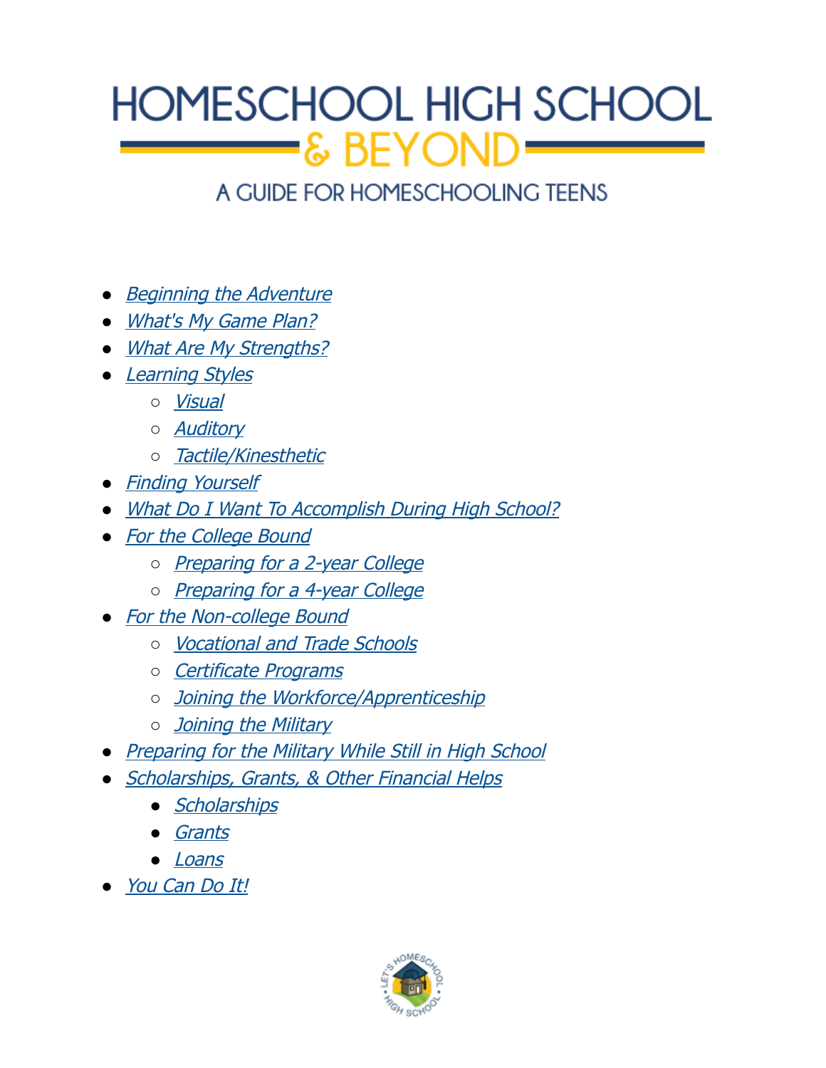# HOMESCHOOL HIGH SCHOOL & BEYOND

## A GUIDE FOR HOMESCHOOLING TEENS

- *Beginning the Adventure*
- *What's My Game Plan?*
- *What Are My Strengths?*
- *Learning Styles*
  - *Visual*
  - *Auditory*
  - *Tactile/Kinesthetic*
- *Finding Yourself*
- *What Do I Want To Accomplish During High School?*
- *For the College Bound*
  - *Preparing for a 2-year College*
  - *Preparing for a 4-year College*
- *For the Non-college Bound*
  - *Vocational and Trade Schools*
  - *Certificate Programs*
  - *Joining the Workforce/Apprenticeship*
  - *Joining the Military*
- *Preparing for the Military While Still in High School*
- *Scholarships, Grants, & Other Financial Helps*
  - *Scholarships*
  - *Grants*
  - *Loans*
- *You Can Do It!*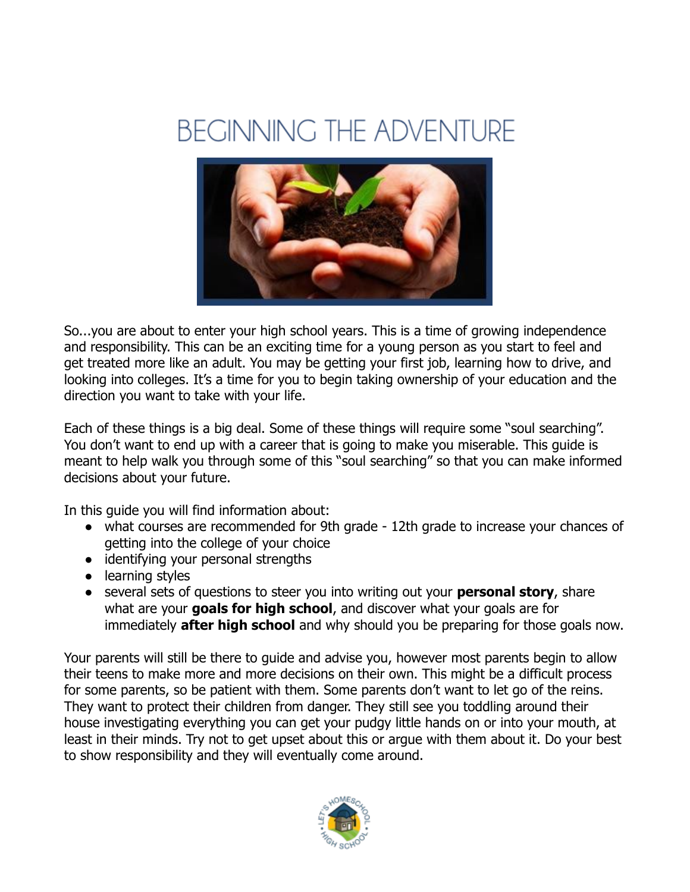# BEGINNING THE ADVENTURE

So...you are about to enter your high school years. This is a time of growing independence and responsibility. This can be an exciting time for a young person as you start to feel and get treated more like an adult. You may be getting your first job, learning how to drive, and looking into colleges. It's a time for you to begin taking ownership of your education and the direction you want to take with your life.

Each of these things is a big deal. Some of these things will require some "soul searching". You don't want to end up with a career that is going to make you miserable. This guide is meant to help walk you through some of this "soul searching" so that you can make informed decisions about your future.

In this guide you will find information about:

- what courses are recommended for 9th grade - 12th grade to increase your chances of getting into the college of your choice
- identifying your personal strengths
- learning styles
- several sets of questions to steer you into writing out your **personal story**, share what are your **goals for high school**, and discover what your goals are for immediately **after high school** and why should you be preparing for those goals now.

Your parents will still be there to guide and advise you, however most parents begin to allow their teens to make more and more decisions on their own. This might be a difficult process for some parents, so be patient with them. Some parents don't want to let go of the reins. They want to protect their children from danger. They still see you toddling around their house investigating everything you can get your pudgy little hands on or into your mouth, at least in their minds. Try not to get upset about this or argue with them about it. Do your best to show responsibility and they will eventually come around.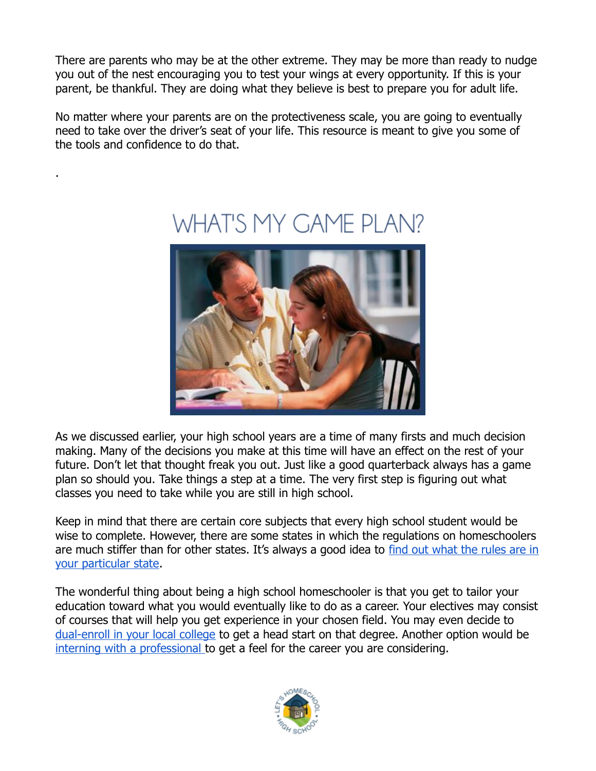There are parents who may be at the other extreme. They may be more than ready to nudge you out of the nest encouraging you to test your wings at every opportunity. If this is your parent, be thankful. They are doing what they believe is best to prepare you for adult life.

No matter where your parents are on the protectiveness scale, you are going to eventually need to take over the driver's seat of your life. This resource is meant to give you some of the tools and confidence to do that.

.

## WHAT'S MY GAME PLAN?

As we discussed earlier, your high school years are a time of many firsts and much decision making. Many of the decisions you make at this time will have an effect on the rest of your future. Don't let that thought freak you out. Just like a good quarterback always has a game plan so should you. Take things a step at a time. The very first step is figuring out what classes you need to take while you are still in high school.

Keep in mind that there are certain core subjects that every high school student would be wise to complete. However, there are some states in which the regulations on homeschoolers are much stiffer than for other states. It's always a good idea to find out what the rules are in your particular state.

The wonderful thing about being a high school homeschooler is that you get to tailor your education toward what you would eventually like to do as a career. Your electives may consist of courses that will help you get experience in your chosen field. You may even decide to dual-enroll in your local college to get a head start on that degree. Another option would be interning with a professional to get a feel for the career you are considering.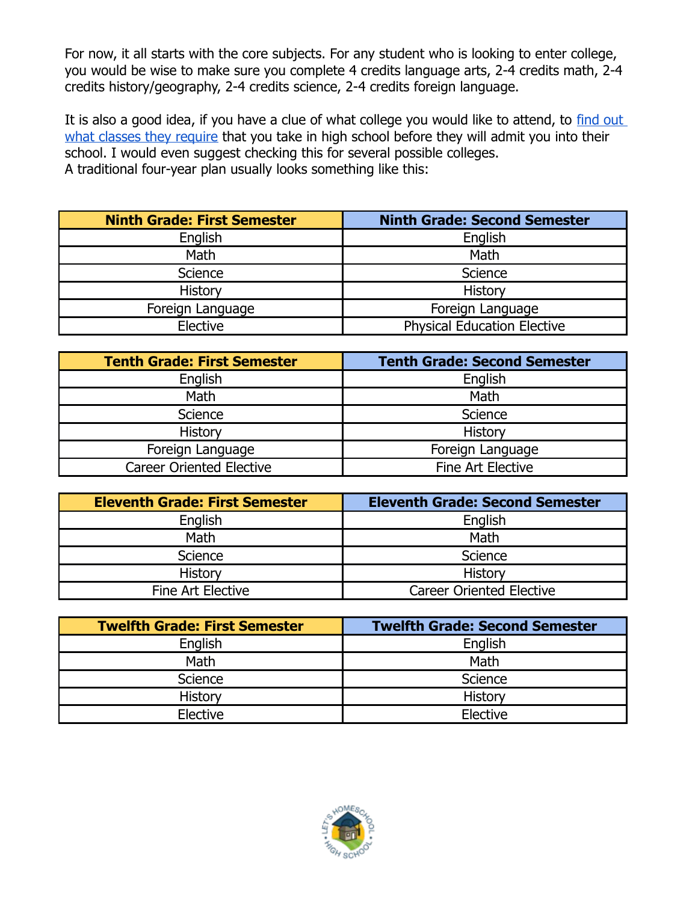For now, it all starts with the core subjects. For any student who is looking to enter college, you would be wise to make sure you complete 4 credits language arts, 2-4 credits math, 2-4 credits history/geography, 2-4 credits science, 2-4 credits foreign language.

It is also a good idea, if you have a clue of what college you would like to attend, to find out what classes they require that you take in high school before they will admit you into their school. I would even suggest checking this for several possible colleges.
A traditional four-year plan usually looks something like this:

| Ninth Grade: First Semester | Ninth Grade: Second Semester |
|---|---|
| English | English |
| Math | Math |
| Science | Science |
| History | History |
| Foreign Language | Foreign Language |
| Elective | Physical Education Elective |

| Tenth Grade: First Semester | Tenth Grade: Second Semester |
|---|---|
| English | English |
| Math | Math |
| Science | Science |
| History | History |
| Foreign Language | Foreign Language |
| Career Oriented Elective | Fine Art Elective |

| Eleventh Grade: First Semester | Eleventh Grade: Second Semester |
|---|---|
| English | English |
| Math | Math |
| Science | Science |
| History | History |
| Fine Art Elective | Career Oriented Elective |

| Twelfth Grade: First Semester | Twelfth Grade: Second Semester |
|---|---|
| English | English |
| Math | Math |
| Science | Science |
| History | History |
| Elective | Elective |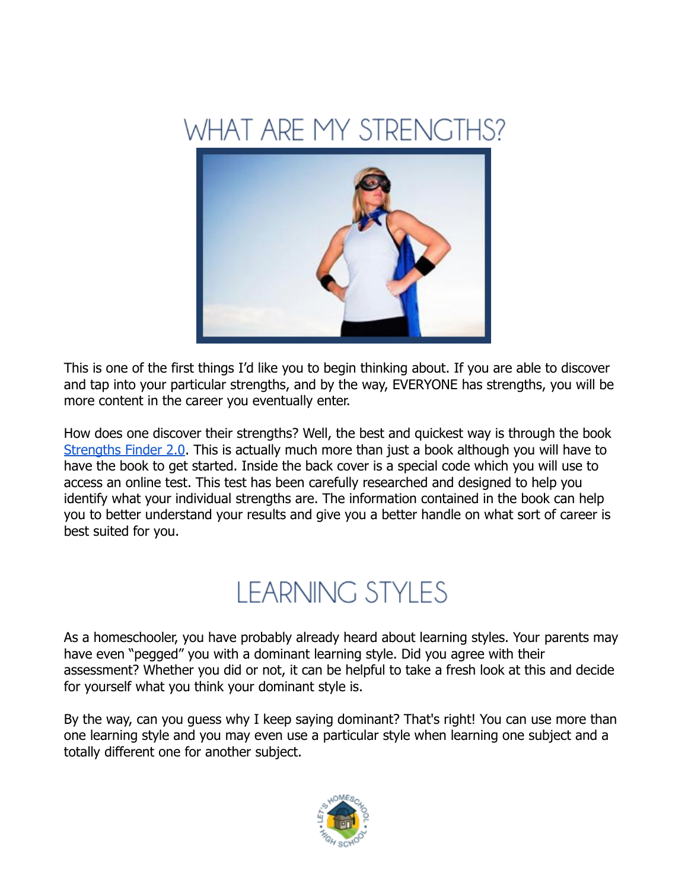# WHAT ARE MY STRENGTHS?

This is one of the first things I'd like you to begin thinking about. If you are able to discover and tap into your particular strengths, and by the way, EVERYONE has strengths, you will be more content in the career you eventually enter.

How does one discover their strengths? Well, the best and quickest way is through the book Strengths Finder 2.0. This is actually much more than just a book although you will have to have the book to get started. Inside the back cover is a special code which you will use to access an online test. This test has been carefully researched and designed to help you identify what your individual strengths are. The information contained in the book can help you to better understand your results and give you a better handle on what sort of career is best suited for you.

# LEARNING STYLES

As a homeschooler, you have probably already heard about learning styles. Your parents may have even "pegged" you with a dominant learning style. Did you agree with their assessment? Whether you did or not, it can be helpful to take a fresh look at this and decide for yourself what you think your dominant style is.

By the way, can you guess why I keep saying dominant? That's right! You can use more than one learning style and you may even use a particular style when learning one subject and a totally different one for another subject.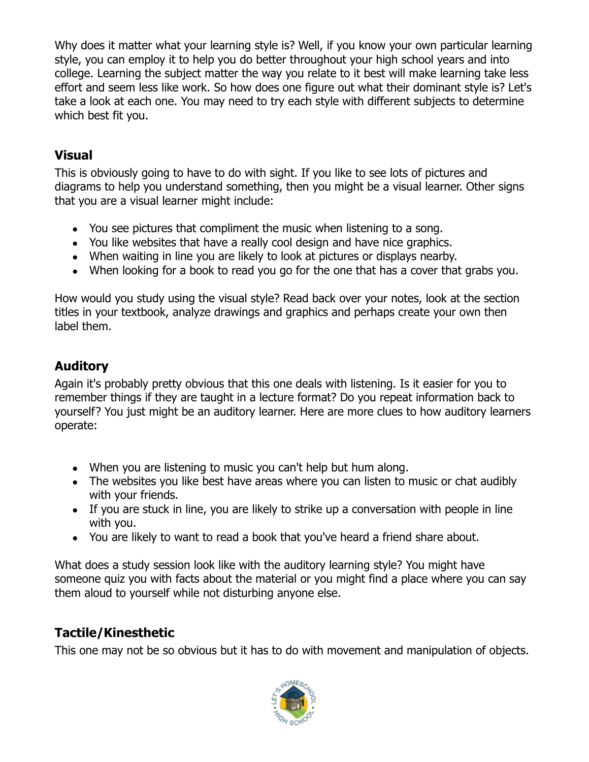Why does it matter what your learning style is? Well, if you know your own particular learning style, you can employ it to help you do better throughout your high school years and into college. Learning the subject matter the way you relate to it best will make learning take less effort and seem less like work. So how does one figure out what their dominant style is? Let's take a look at each one. You may need to try each style with different subjects to determine which best fit you.

### Visual

This is obviously going to have to do with sight. If you like to see lots of pictures and diagrams to help you understand something, then you might be a visual learner. Other signs that you are a visual learner might include:

- You see pictures that compliment the music when listening to a song.
- You like websites that have a really cool design and have nice graphics.
- When waiting in line you are likely to look at pictures or displays nearby.
- When looking for a book to read you go for the one that has a cover that grabs you.

How would you study using the visual style? Read back over your notes, look at the section titles in your textbook, analyze drawings and graphics and perhaps create your own then label them.

### Auditory

Again it's probably pretty obvious that this one deals with listening. Is it easier for you to remember things if they are taught in a lecture format? Do you repeat information back to yourself? You just might be an auditory learner. Here are more clues to how auditory learners operate:

- When you are listening to music you can't help but hum along.
- The websites you like best have areas where you can listen to music or chat audibly with your friends.
- If you are stuck in line, you are likely to strike up a conversation with people in line with you.
- You are likely to want to read a book that you've heard a friend share about.

What does a study session look like with the auditory learning style? You might have someone quiz you with facts about the material or you might find a place where you can say them aloud to yourself while not disturbing anyone else.

### Tactile/Kinesthetic

This one may not be so obvious but it has to do with movement and manipulation of objects.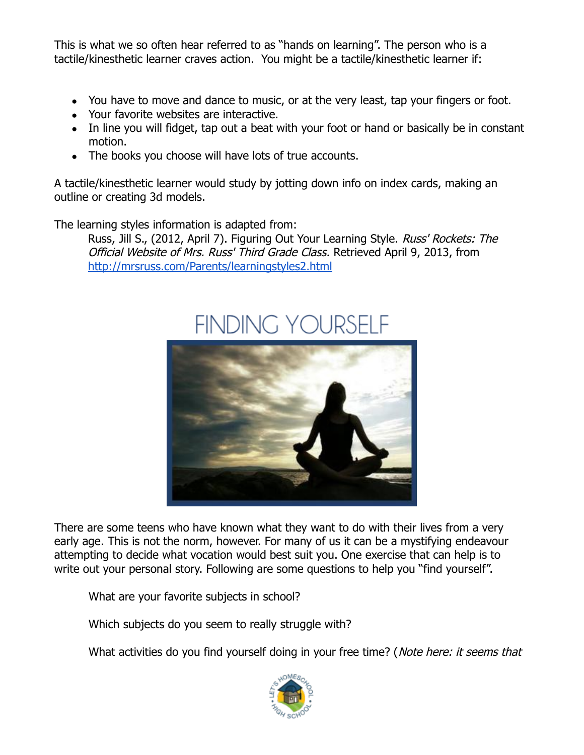This is what we so often hear referred to as "hands on learning". The person who is a tactile/kinesthetic learner craves action. You might be a tactile/kinesthetic learner if:

- You have to move and dance to music, or at the very least, tap your fingers or foot.
- Your favorite websites are interactive.
- In line you will fidget, tap out a beat with your foot or hand or basically be in constant motion.
- The books you choose will have lots of true accounts.

A tactile/kinesthetic learner would study by jotting down info on index cards, making an outline or creating 3d models.

The learning styles information is adapted from:

> Russ, Jill S., (2012, April 7). Figuring Out Your Learning Style. *Russ' Rockets: The Official Website of Mrs. Russ' Third Grade Class.* Retrieved April 9, 2013, from http://mrsruss.com/Parents/learningstyles2.html

# FINDING YOURSELF

There are some teens who have known what they want to do with their lives from a very early age. This is not the norm, however. For many of us it can be a mystifying endeavour attempting to decide what vocation would best suit you. One exercise that can help is to write out your personal story. Following are some questions to help you "find yourself".

> What are your favorite subjects in school?
>
> Which subjects do you seem to really struggle with?
>
> What activities do you find yourself doing in your free time? (*Note here: it seems that*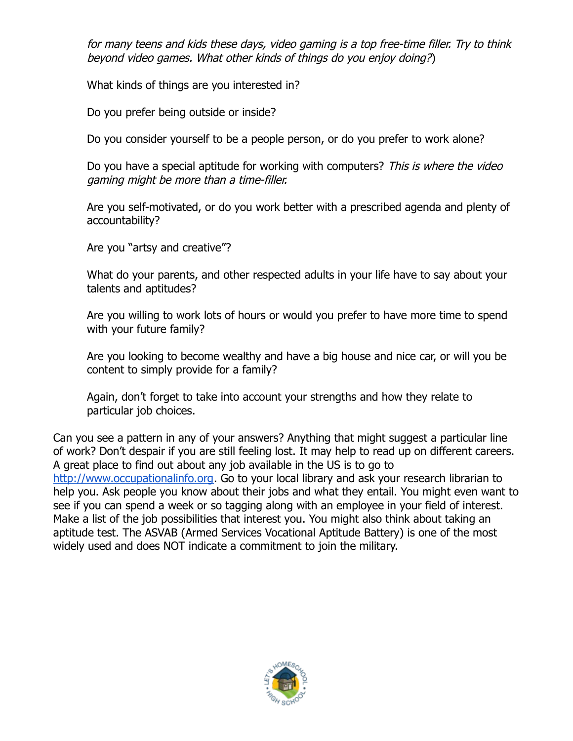*for many teens and kids these days, video gaming is a top free-time filler. Try to think beyond video games. What other kinds of things do you enjoy doing?*)

What kinds of things are you interested in?

Do you prefer being outside or inside?

Do you consider yourself to be a people person, or do you prefer to work alone?

Do you have a special aptitude for working with computers? *This is where the video gaming might be more than a time-filler.*

Are you self-motivated, or do you work better with a prescribed agenda and plenty of accountability?

Are you "artsy and creative"?

What do your parents, and other respected adults in your life have to say about your talents and aptitudes?

Are you willing to work lots of hours or would you prefer to have more time to spend with your future family?

Are you looking to become wealthy and have a big house and nice car, or will you be content to simply provide for a family?

Again, don't forget to take into account your strengths and how they relate to particular job choices.

Can you see a pattern in any of your answers? Anything that might suggest a particular line of work? Don't despair if you are still feeling lost. It may help to read up on different careers. A great place to find out about any job available in the US is to go to [http://www.occupationalinfo.org](http://www.occupationalinfo.org). Go to your local library and ask your research librarian to help you. Ask people you know about their jobs and what they entail. You might even want to see if you can spend a week or so tagging along with an employee in your field of interest. Make a list of the job possibilities that interest you. You might also think about taking an aptitude test. The ASVAB (Armed Services Vocational Aptitude Battery) is one of the most widely used and does NOT indicate a commitment to join the military.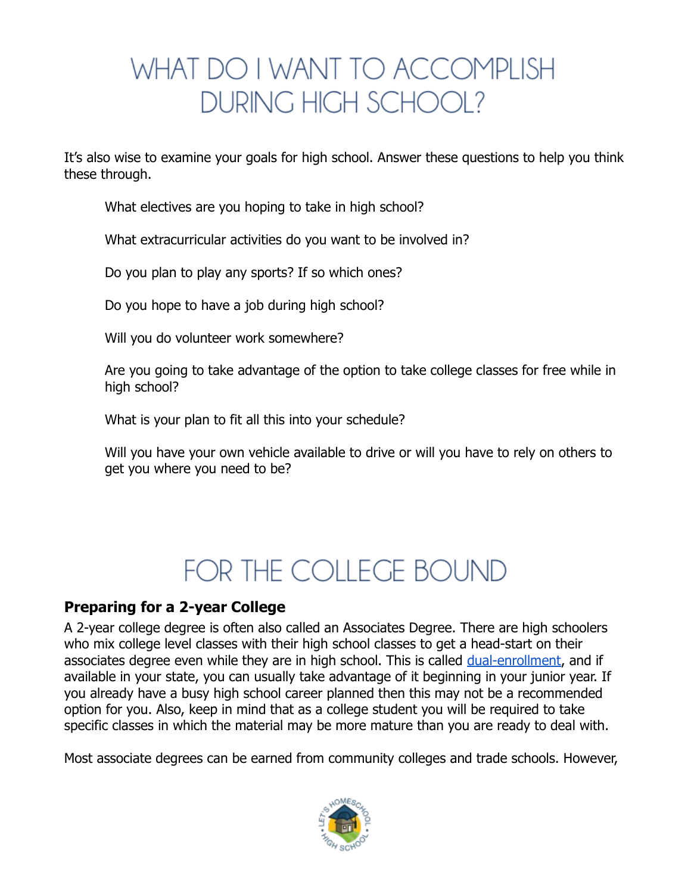# WHAT DO I WANT TO ACCOMPLISH DURING HIGH SCHOOL?

It's also wise to examine your goals for high school. Answer these questions to help you think these through.

What electives are you hoping to take in high school?

What extracurricular activities do you want to be involved in?

Do you plan to play any sports? If so which ones?

Do you hope to have a job during high school?

Will you do volunteer work somewhere?

Are you going to take advantage of the option to take college classes for free while in high school?

What is your plan to fit all this into your schedule?

Will you have your own vehicle available to drive or will you have to rely on others to get you where you need to be?

# FOR THE COLLEGE BOUND

### Preparing for a 2-year College

A 2-year college degree is often also called an Associates Degree. There are high schoolers who mix college level classes with their high school classes to get a head-start on their associates degree even while they are in high school. This is called dual-enrollment, and if available in your state, you can usually take advantage of it beginning in your junior year. If you already have a busy high school career planned then this may not be a recommended option for you. Also, keep in mind that as a college student you will be required to take specific classes in which the material may be more mature than you are ready to deal with.

Most associate degrees can be earned from community colleges and trade schools. However,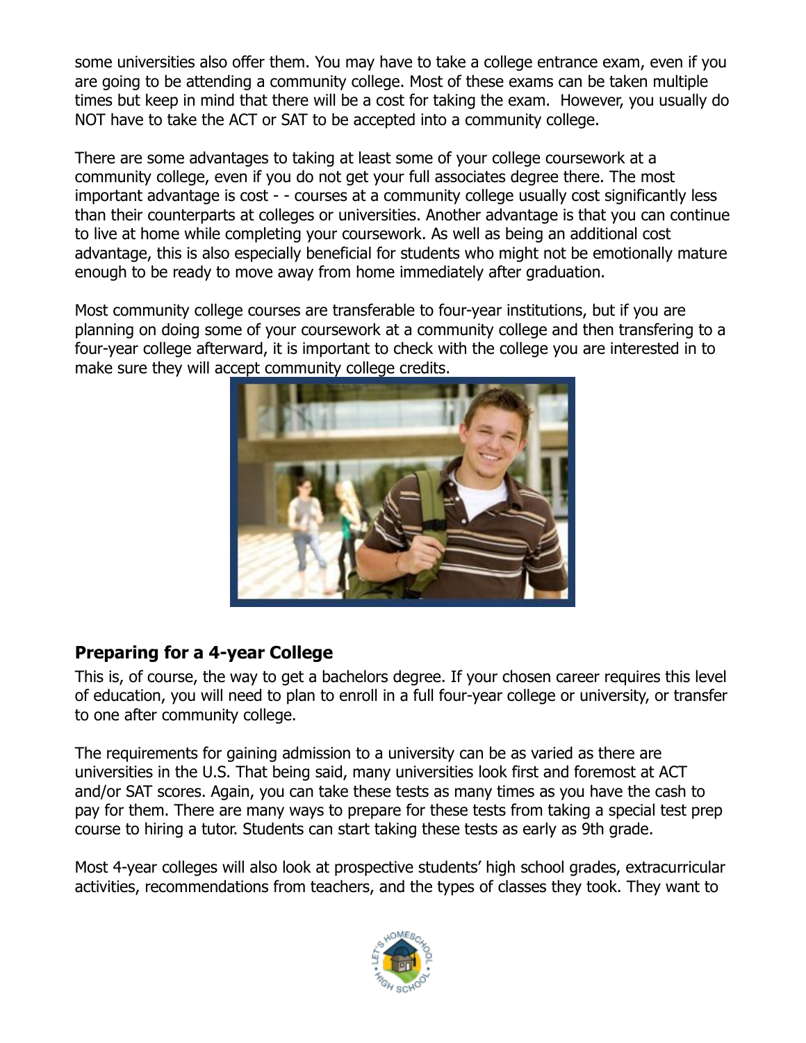some universities also offer them. You may have to take a college entrance exam, even if you are going to be attending a community college. Most of these exams can be taken multiple times but keep in mind that there will be a cost for taking the exam.  However, you usually do NOT have to take the ACT or SAT to be accepted into a community college.

There are some advantages to taking at least some of your college coursework at a community college, even if you do not get your full associates degree there. The most important advantage is cost - - courses at a community college usually cost significantly less than their counterparts at colleges or universities. Another advantage is that you can continue to live at home while completing your coursework. As well as being an additional cost advantage, this is also especially beneficial for students who might not be emotionally mature enough to be ready to move away from home immediately after graduation.

Most community college courses are transferable to four-year institutions, but if you are planning on doing some of your coursework at a community college and then transfering to a four-year college afterward, it is important to check with the college you are interested in to make sure they will accept community college credits.

### Preparing for a 4-year College

This is, of course, the way to get a bachelors degree. If your chosen career requires this level of education, you will need to plan to enroll in a full four-year college or university, or transfer to one after community college.

The requirements for gaining admission to a university can be as varied as there are universities in the U.S. That being said, many universities look first and foremost at ACT and/or SAT scores. Again, you can take these tests as many times as you have the cash to pay for them. There are many ways to prepare for these tests from taking a special test prep course to hiring a tutor. Students can start taking these tests as early as 9th grade.

Most 4-year colleges will also look at prospective students' high school grades, extracurricular activities, recommendations from teachers, and the types of classes they took. They want to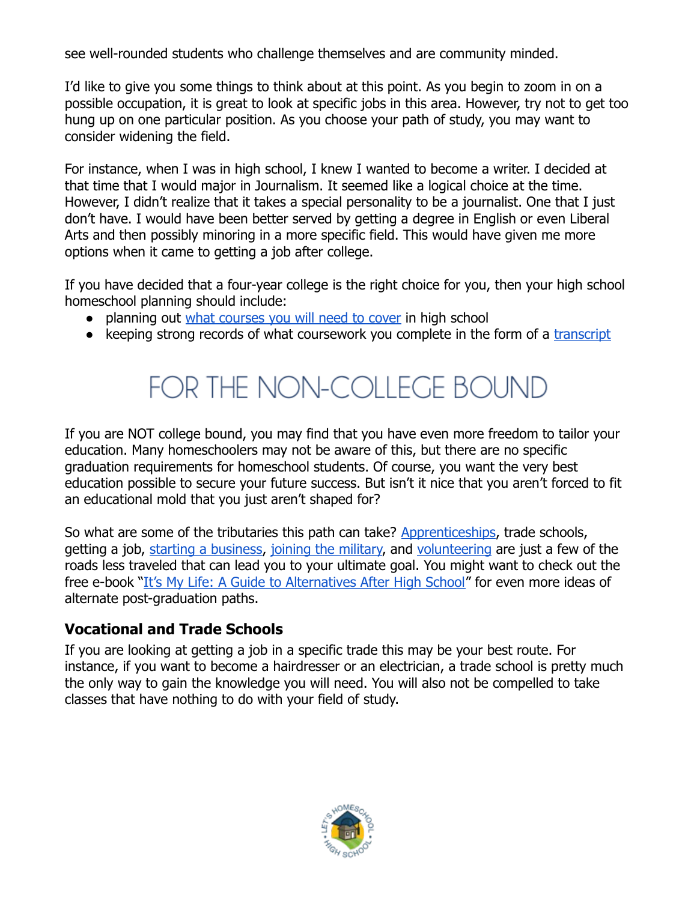see well-rounded students who challenge themselves and are community minded.

I'd like to give you some things to think about at this point. As you begin to zoom in on a possible occupation, it is great to look at specific jobs in this area. However, try not to get too hung up on one particular position. As you choose your path of study, you may want to consider widening the field.

For instance, when I was in high school, I knew I wanted to become a writer. I decided at that time that I would major in Journalism. It seemed like a logical choice at the time. However, I didn't realize that it takes a special personality to be a journalist. One that I just don't have. I would have been better served by getting a degree in English or even Liberal Arts and then possibly minoring in a more specific field. This would have given me more options when it came to getting a job after college.

If you have decided that a four-year college is the right choice for you, then your high school homeschool planning should include:

- planning out what courses you will need to cover in high school
- keeping strong records of what coursework you complete in the form of a transcript

# FOR THE NON-COLLEGE BOUND

If you are NOT college bound, you may find that you have even more freedom to tailor your education. Many homeschoolers may not be aware of this, but there are no specific graduation requirements for homeschool students. Of course, you want the very best education possible to secure your future success. But isn't it nice that you aren't forced to fit an educational mold that you just aren't shaped for?

So what are some of the tributaries this path can take? Apprenticeships, trade schools, getting a job, starting a business, joining the military, and volunteering are just a few of the roads less traveled that can lead you to your ultimate goal. You might want to check out the free e-book "It's My Life: A Guide to Alternatives After High School" for even more ideas of alternate post-graduation paths.

### Vocational and Trade Schools

If you are looking at getting a job in a specific trade this may be your best route. For instance, if you want to become a hairdresser or an electrician, a trade school is pretty much the only way to gain the knowledge you will need. You will also not be compelled to take classes that have nothing to do with your field of study.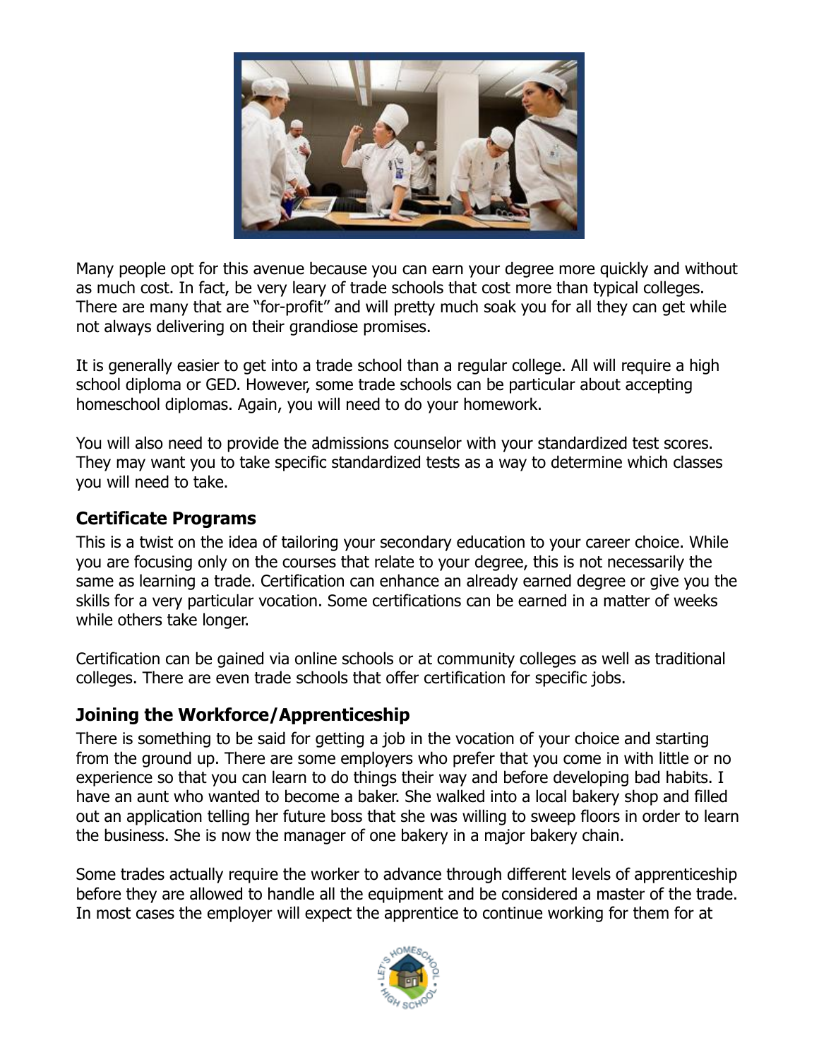Many people opt for this avenue because you can earn your degree more quickly and without as much cost. In fact, be very leary of trade schools that cost more than typical colleges. There are many that are "for-profit" and will pretty much soak you for all they can get while not always delivering on their grandiose promises.

It is generally easier to get into a trade school than a regular college. All will require a high school diploma or GED. However, some trade schools can be particular about accepting homeschool diplomas. Again, you will need to do your homework.

You will also need to provide the admissions counselor with your standardized test scores. They may want you to take specific standardized tests as a way to determine which classes you will need to take.

### Certificate Programs

This is a twist on the idea of tailoring your secondary education to your career choice. While you are focusing only on the courses that relate to your degree, this is not necessarily the same as learning a trade. Certification can enhance an already earned degree or give you the skills for a very particular vocation. Some certifications can be earned in a matter of weeks while others take longer.

Certification can be gained via online schools or at community colleges as well as traditional colleges. There are even trade schools that offer certification for specific jobs.

### Joining the Workforce/Apprenticeship

There is something to be said for getting a job in the vocation of your choice and starting from the ground up. There are some employers who prefer that you come in with little or no experience so that you can learn to do things their way and before developing bad habits. I have an aunt who wanted to become a baker. She walked into a local bakery shop and filled out an application telling her future boss that she was willing to sweep floors in order to learn the business. She is now the manager of one bakery in a major bakery chain.

Some trades actually require the worker to advance through different levels of apprenticeship before they are allowed to handle all the equipment and be considered a master of the trade. In most cases the employer will expect the apprentice to continue working for them for at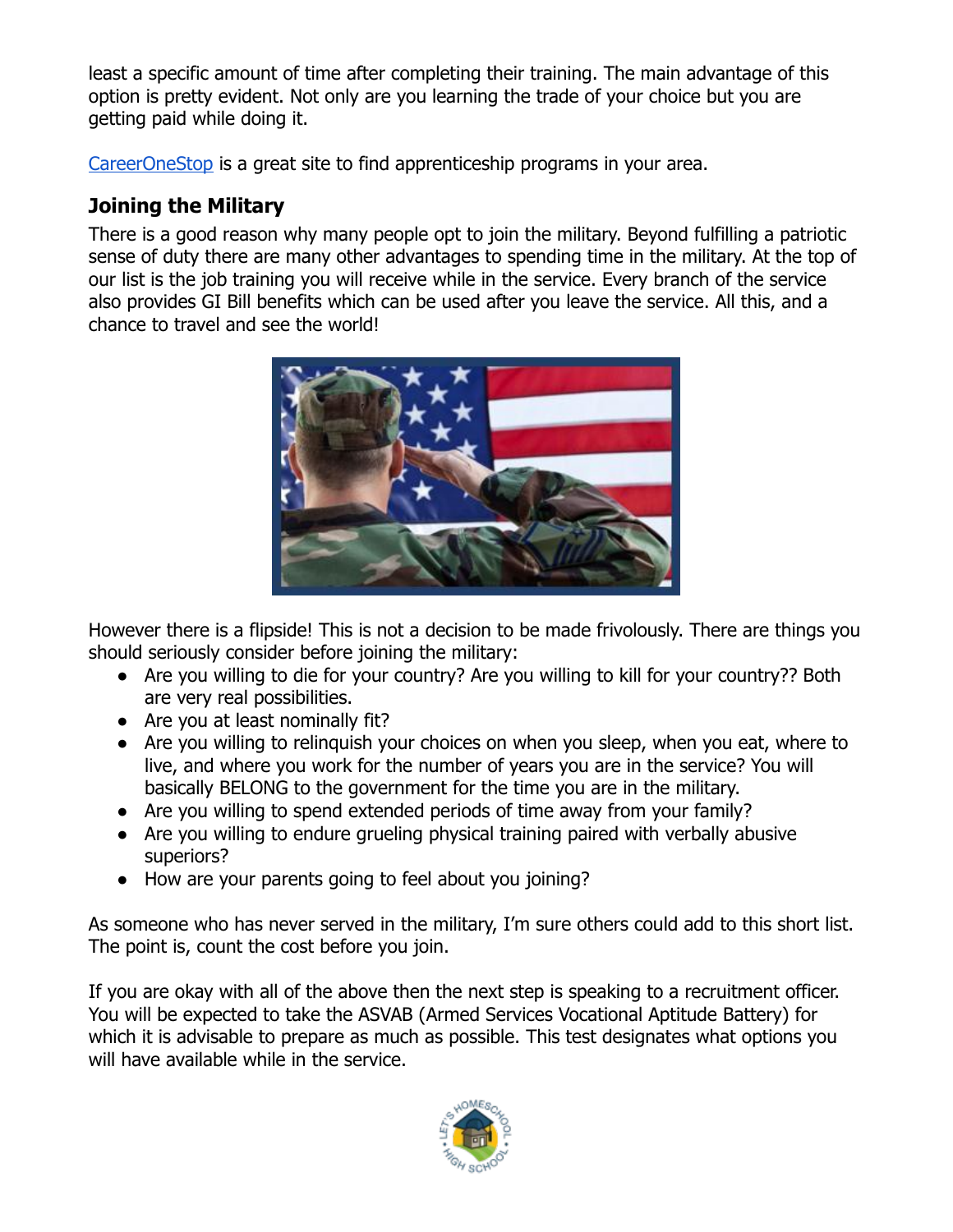least a specific amount of time after completing their training. The main advantage of this option is pretty evident. Not only are you learning the trade of your choice but you are getting paid while doing it.

CareerOneStop is a great site to find apprenticeship programs in your area.

### Joining the Military

There is a good reason why many people opt to join the military. Beyond fulfilling a patriotic sense of duty there are many other advantages to spending time in the military. At the top of our list is the job training you will receive while in the service. Every branch of the service also provides GI Bill benefits which can be used after you leave the service. All this, and a chance to travel and see the world!

However there is a flipside! This is not a decision to be made frivolously. There are things you should seriously consider before joining the military:

- Are you willing to die for your country? Are you willing to kill for your country?? Both are very real possibilities.
- Are you at least nominally fit?
- Are you willing to relinquish your choices on when you sleep, when you eat, where to live, and where you work for the number of years you are in the service? You will basically BELONG to the government for the time you are in the military.
- Are you willing to spend extended periods of time away from your family?
- Are you willing to endure grueling physical training paired with verbally abusive superiors?
- How are your parents going to feel about you joining?

As someone who has never served in the military, I'm sure others could add to this short list. The point is, count the cost before you join.

If you are okay with all of the above then the next step is speaking to a recruitment officer. You will be expected to take the ASVAB (Armed Services Vocational Aptitude Battery) for which it is advisable to prepare as much as possible. This test designates what options you will have available while in the service.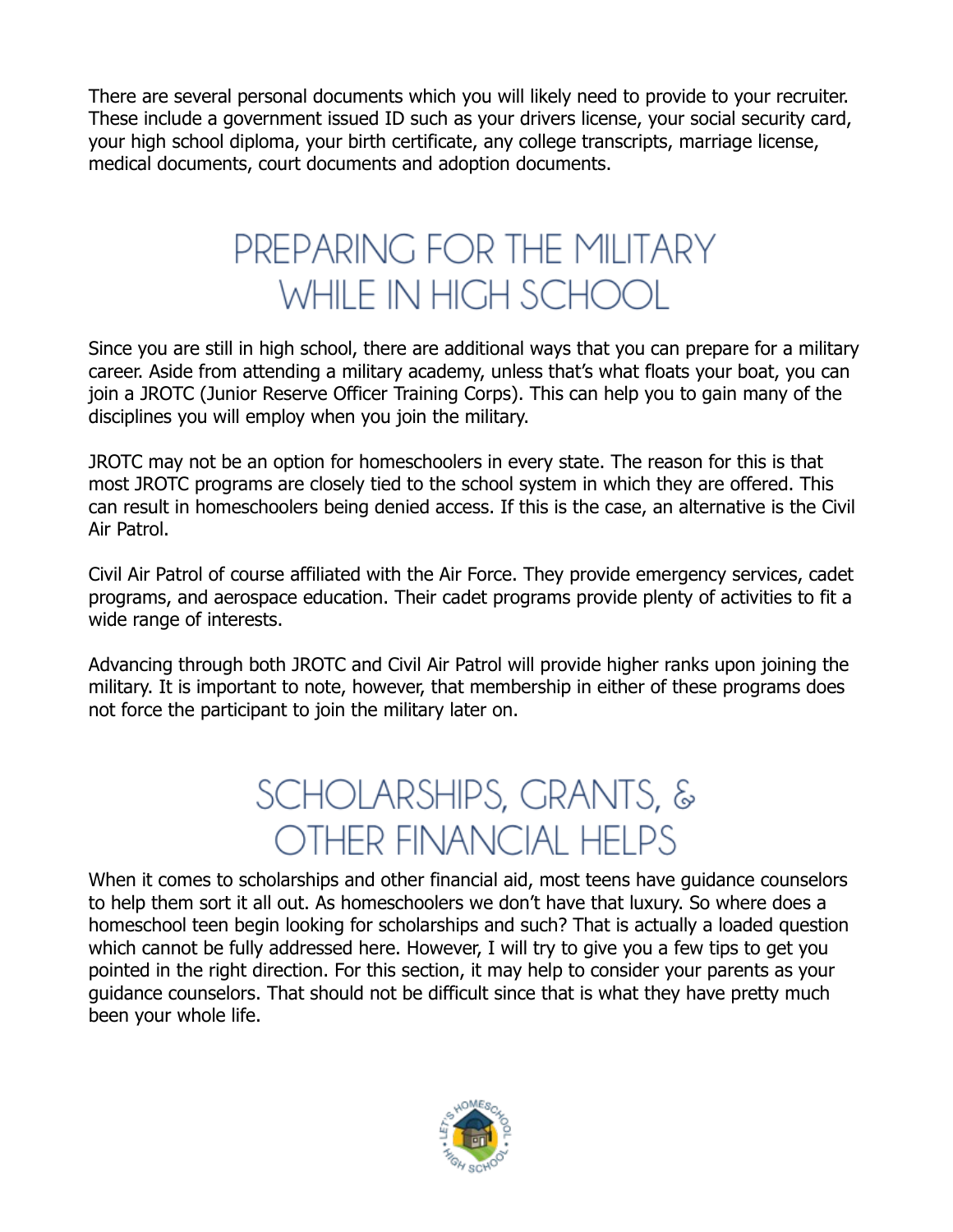There are several personal documents which you will likely need to provide to your recruiter. These include a government issued ID such as your drivers license, your social security card, your high school diploma, your birth certificate, any college transcripts, marriage license, medical documents, court documents and adoption documents.

## PREPARING FOR THE MILITARY WHILE IN HIGH SCHOOL

Since you are still in high school, there are additional ways that you can prepare for a military career. Aside from attending a military academy, unless that's what floats your boat, you can join a JROTC (Junior Reserve Officer Training Corps). This can help you to gain many of the disciplines you will employ when you join the military.

JROTC may not be an option for homeschoolers in every state. The reason for this is that most JROTC programs are closely tied to the school system in which they are offered. This can result in homeschoolers being denied access. If this is the case, an alternative is the Civil Air Patrol.

Civil Air Patrol of course affiliated with the Air Force. They provide emergency services, cadet programs, and aerospace education. Their cadet programs provide plenty of activities to fit a wide range of interests.

Advancing through both JROTC and Civil Air Patrol will provide higher ranks upon joining the military. It is important to note, however, that membership in either of these programs does not force the participant to join the military later on.

## SCHOLARSHIPS, GRANTS, & OTHER FINANCIAL HELPS

When it comes to scholarships and other financial aid, most teens have guidance counselors to help them sort it all out. As homeschoolers we don't have that luxury. So where does a homeschool teen begin looking for scholarships and such? That is actually a loaded question which cannot be fully addressed here. However, I will try to give you a few tips to get you pointed in the right direction. For this section, it may help to consider your parents as your guidance counselors. That should not be difficult since that is what they have pretty much been your whole life.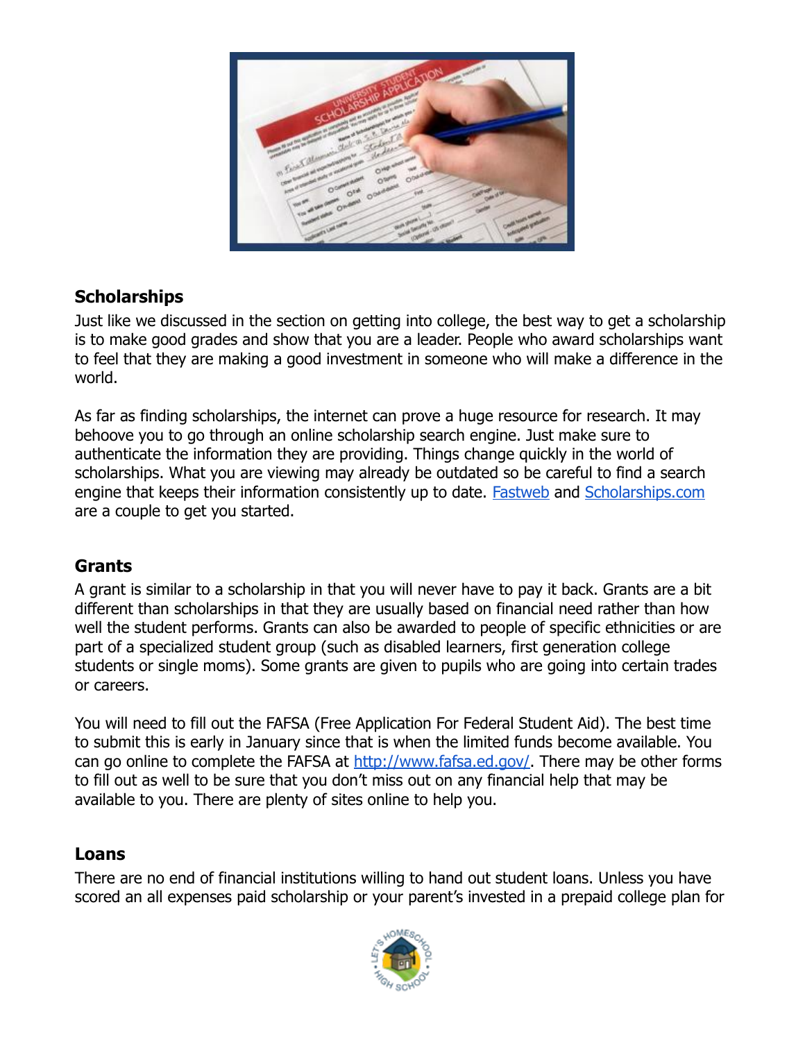## Scholarships

Just like we discussed in the section on getting into college, the best way to get a scholarship is to make good grades and show that you are a leader. People who award scholarships want to feel that they are making a good investment in someone who will make a difference in the world.

As far as finding scholarships, the internet can prove a huge resource for research. It may behoove you to go through an online scholarship search engine. Just make sure to authenticate the information they are providing. Things change quickly in the world of scholarships. What you are viewing may already be outdated so be careful to find a search engine that keeps their information consistently up to date. Fastweb and Scholarships.com are a couple to get you started.

## Grants

A grant is similar to a scholarship in that you will never have to pay it back. Grants are a bit different than scholarships in that they are usually based on financial need rather than how well the student performs. Grants can also be awarded to people of specific ethnicities or are part of a specialized student group (such as disabled learners, first generation college students or single moms). Some grants are given to pupils who are going into certain trades or careers.

You will need to fill out the FAFSA (Free Application For Federal Student Aid). The best time to submit this is early in January since that is when the limited funds become available. You can go online to complete the FAFSA at http://www.fafsa.ed.gov/. There may be other forms to fill out as well to be sure that you don't miss out on any financial help that may be available to you. There are plenty of sites online to help you.

## Loans

There are no end of financial institutions willing to hand out student loans. Unless you have scored an all expenses paid scholarship or your parent's invested in a prepaid college plan for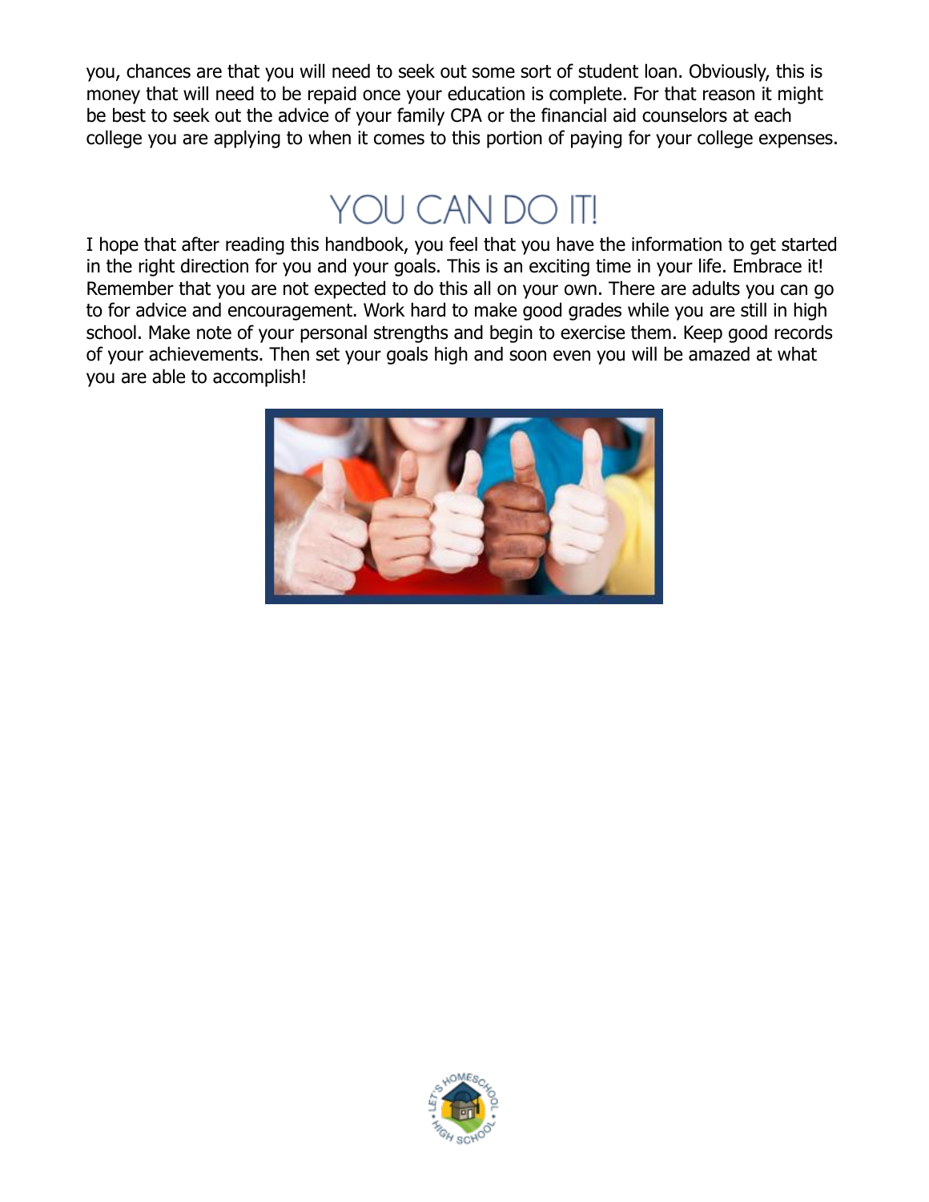you, chances are that you will need to seek out some sort of student loan. Obviously, this is money that will need to be repaid once your education is complete. For that reason it might be best to seek out the advice of your family CPA or the financial aid counselors at each college you are applying to when it comes to this portion of paying for your college expenses.

## YOU CAN DO IT!

I hope that after reading this handbook, you feel that you have the information to get started in the right direction for you and your goals. This is an exciting time in your life. Embrace it! Remember that you are not expected to do this all on your own. There are adults you can go to for advice and encouragement. Work hard to make good grades while you are still in high school. Make note of your personal strengths and begin to exercise them. Keep good records of your achievements. Then set your goals high and soon even you will be amazed at what you are able to accomplish!